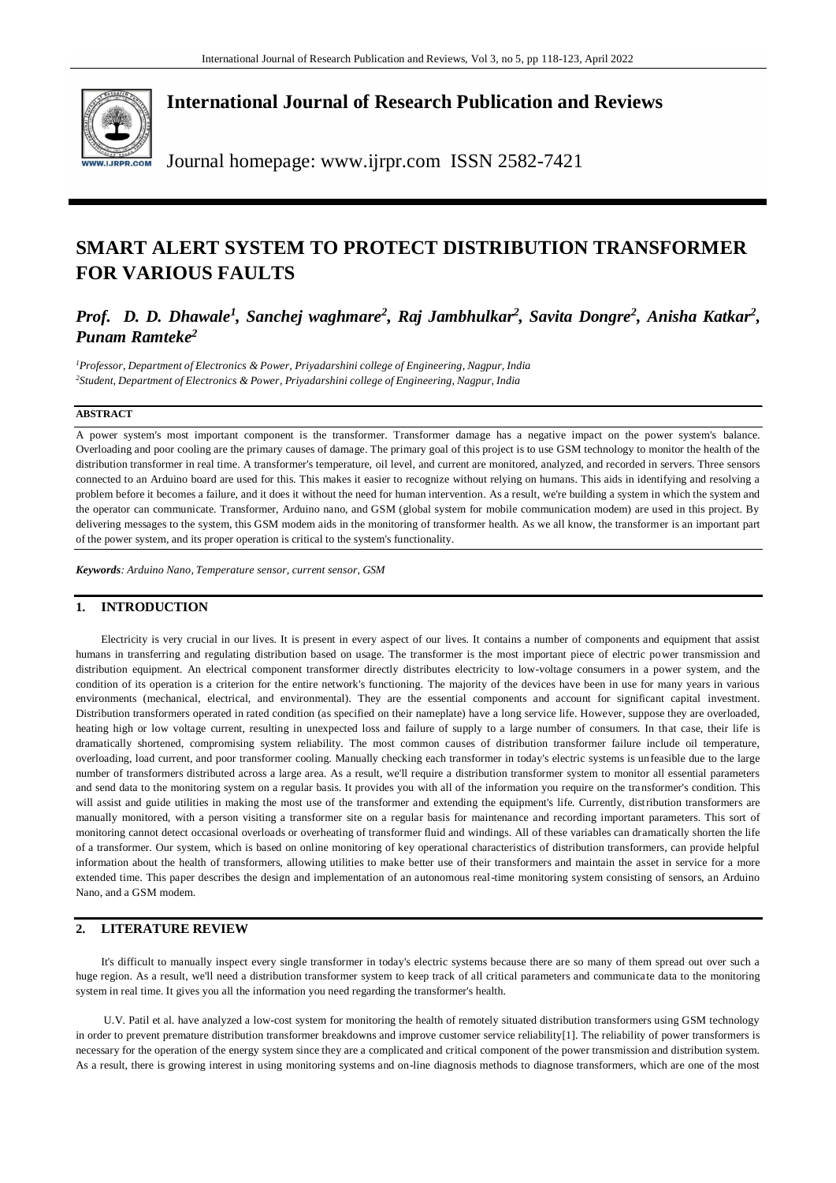# International Journal of Research Publication and Reviews

Journal homepage: www.ijrpr.com ISSN 2582-7421

# SMART ALERT SYSTEM TO PROTECT DISTRIBUTION TRANSFORMER FOR VARIOUS FAULTS

***Prof. D. D. Dhawale[1], Sanchej waghmare[2], Raj Jambhulkar[2], Savita Dongre[2], Anisha Katkar[2], Punam Ramteke[2]***

*[1]Professor, Department of Electronics & Power, Priyadarshini college of Engineering, Nagpur, India*
*[2]Student, Department of Electronics & Power, Priyadarshini college of Engineering, Nagpur, India*

**ABSTRACT**

A power system's most important component is the transformer. Transformer damage has a negative impact on the power system's balance. Overloading and poor cooling are the primary causes of damage. The primary goal of this project is to use GSM technology to monitor the health of the distribution transformer in real time. A transformer's temperature, oil level, and current are monitored, analyzed, and recorded in servers. Three sensors connected to an Arduino board are used for this. This makes it easier to recognize without relying on humans. This aids in identifying and resolving a problem before it becomes a failure, and it does it without the need for human intervention. As a result, we're building a system in which the system and the operator can communicate. Transformer, Arduino nano, and GSM (global system for mobile communication modem) are used in this project. By delivering messages to the system, this GSM modem aids in the monitoring of transformer health. As we all know, the transformer is an important part of the power system, and its proper operation is critical to the system's functionality.

***Keywords****: Arduino Nano, Temperature sensor, current sensor, GSM*

## 1. INTRODUCTION

Electricity is very crucial in our lives. It is present in every aspect of our lives. It contains a number of components and equipment that assist humans in transferring and regulating distribution based on usage. The transformer is the most important piece of electric power transmission and distribution equipment. An electrical component transformer directly distributes electricity to low-voltage consumers in a power system, and the condition of its operation is a criterion for the entire network's functioning. The majority of the devices have been in use for many years in various environments (mechanical, electrical, and environmental). They are the essential components and account for significant capital investment. Distribution transformers operated in rated condition (as specified on their nameplate) have a long service life. However, suppose they are overloaded, heating high or low voltage current, resulting in unexpected loss and failure of supply to a large number of consumers. In that case, their life is dramatically shortened, compromising system reliability. The most common causes of distribution transformer failure include oil temperature, overloading, load current, and poor transformer cooling. Manually checking each transformer in today's electric systems is unfeasible due to the large number of transformers distributed across a large area. As a result, we'll require a distribution transformer system to monitor all essential parameters and send data to the monitoring system on a regular basis. It provides you with all of the information you require on the transformer's condition. This will assist and guide utilities in making the most use of the transformer and extending the equipment's life. Currently, distribution transformers are manually monitored, with a person visiting a transformer site on a regular basis for maintenance and recording important parameters. This sort of monitoring cannot detect occasional overloads or overheating of transformer fluid and windings. All of these variables can dramatically shorten the life of a transformer. Our system, which is based on online monitoring of key operational characteristics of distribution transformers, can provide helpful information about the health of transformers, allowing utilities to make better use of their transformers and maintain the asset in service for a more extended time. This paper describes the design and implementation of an autonomous real-time monitoring system consisting of sensors, an Arduino Nano, and a GSM modem.

## 2. LITERATURE REVIEW

It's difficult to manually inspect every single transformer in today's electric systems because there are so many of them spread out over such a huge region. As a result, we'll need a distribution transformer system to keep track of all critical parameters and communicate data to the monitoring system in real time. It gives you all the information you need regarding the transformer's health.

U.V. Patil et al. have analyzed a low-cost system for monitoring the health of remotely situated distribution transformers using GSM technology in order to prevent premature distribution transformer breakdowns and improve customer service reliability[1]. The reliability of power transformers is necessary for the operation of the energy system since they are a complicated and critical component of the power transmission and distribution system. As a result, there is growing interest in using monitoring systems and on-line diagnosis methods to diagnose transformers, which are one of the most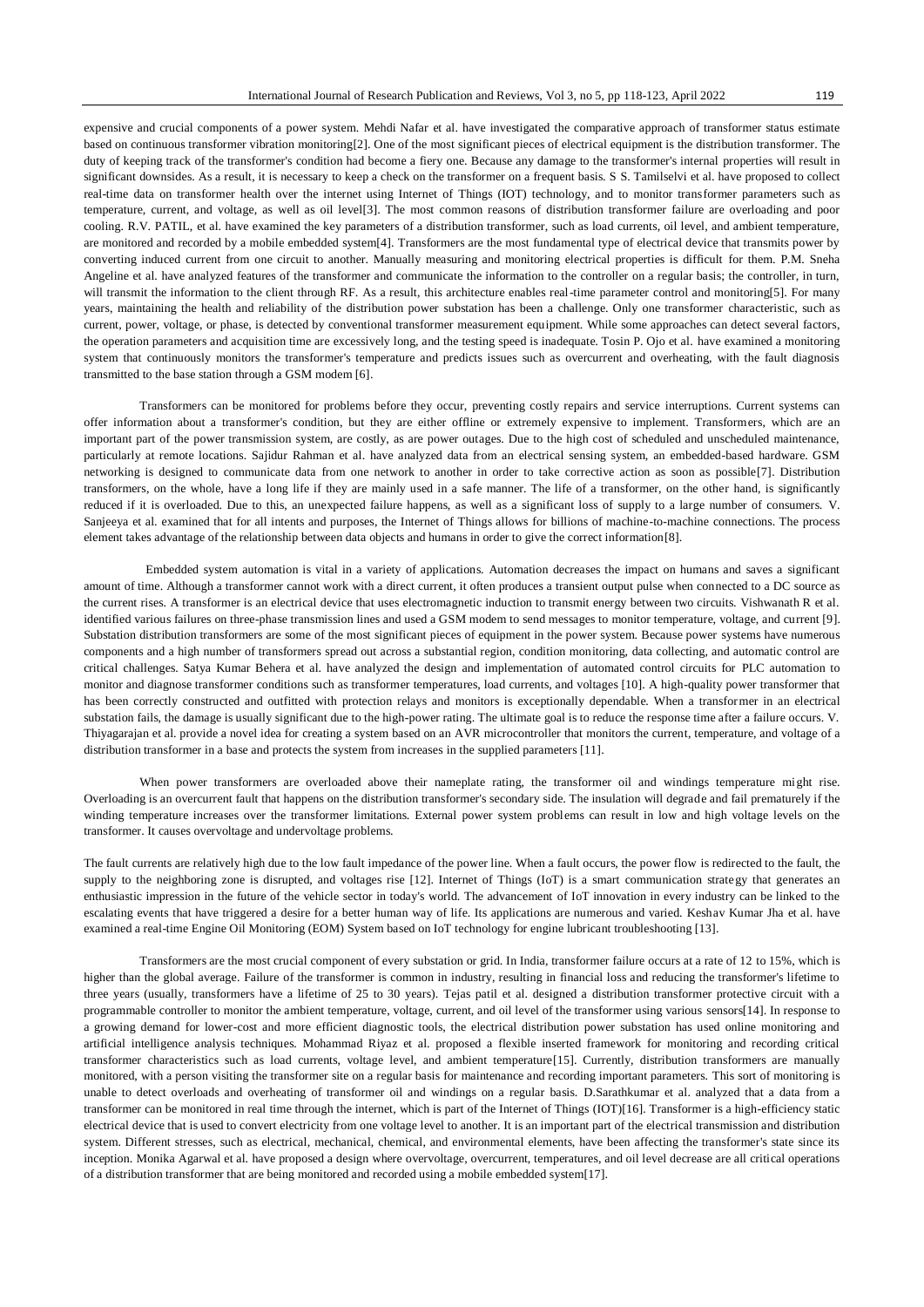expensive and crucial components of a power system. Mehdi Nafar et al. have investigated the comparative approach of transformer status estimate based on continuous transformer vibration monitoring[2]. One of the most significant pieces of electrical equipment is the distribution transformer. The duty of keeping track of the transformer's condition had become a fiery one. Because any damage to the transformer's internal properties will result in significant downsides. As a result, it is necessary to keep a check on the transformer on a frequent basis. S S. Tamilselvi et al. have proposed to collect real-time data on transformer health over the internet using Internet of Things (IOT) technology, and to monitor transformer parameters such as temperature, current, and voltage, as well as oil level[3]. The most common reasons of distribution transformer failure are overloading and poor cooling. R.V. PATIL, et al. have examined the key parameters of a distribution transformer, such as load currents, oil level, and ambient temperature, are monitored and recorded by a mobile embedded system[4]. Transformers are the most fundamental type of electrical device that transmits power by converting induced current from one circuit to another. Manually measuring and monitoring electrical properties is difficult for them. P.M. Sneha Angeline et al. have analyzed features of the transformer and communicate the information to the controller on a regular basis; the controller, in turn, will transmit the information to the client through RF. As a result, this architecture enables real-time parameter control and monitoring[5]. For many years, maintaining the health and reliability of the distribution power substation has been a challenge. Only one transformer characteristic, such as current, power, voltage, or phase, is detected by conventional transformer measurement equipment. While some approaches can detect several factors, the operation parameters and acquisition time are excessively long, and the testing speed is inadequate. Tosin P. Ojo et al. have examined a monitoring system that continuously monitors the transformer's temperature and predicts issues such as overcurrent and overheating, with the fault diagnosis transmitted to the base station through a GSM modem [6].

Transformers can be monitored for problems before they occur, preventing costly repairs and service interruptions. Current systems can offer information about a transformer's condition, but they are either offline or extremely expensive to implement. Transformers, which are an important part of the power transmission system, are costly, as are power outages. Due to the high cost of scheduled and unscheduled maintenance, particularly at remote locations. Sajidur Rahman et al. have analyzed data from an electrical sensing system, an embedded-based hardware. GSM networking is designed to communicate data from one network to another in order to take corrective action as soon as possible[7]. Distribution transformers, on the whole, have a long life if they are mainly used in a safe manner. The life of a transformer, on the other hand, is significantly reduced if it is overloaded. Due to this, an unexpected failure happens, as well as a significant loss of supply to a large number of consumers. V. Sanjeeya et al. examined that for all intents and purposes, the Internet of Things allows for billions of machine-to-machine connections. The process element takes advantage of the relationship between data objects and humans in order to give the correct information[8].

Embedded system automation is vital in a variety of applications. Automation decreases the impact on humans and saves a significant amount of time. Although a transformer cannot work with a direct current, it often produces a transient output pulse when connected to a DC source as the current rises. A transformer is an electrical device that uses electromagnetic induction to transmit energy between two circuits. Vishwanath R et al. identified various failures on three-phase transmission lines and used a GSM modem to send messages to monitor temperature, voltage, and current [9]. Substation distribution transformers are some of the most significant pieces of equipment in the power system. Because power systems have numerous components and a high number of transformers spread out across a substantial region, condition monitoring, data collecting, and automatic control are critical challenges. Satya Kumar Behera et al. have analyzed the design and implementation of automated control circuits for PLC automation to monitor and diagnose transformer conditions such as transformer temperatures, load currents, and voltages [10]. A high-quality power transformer that has been correctly constructed and outfitted with protection relays and monitors is exceptionally dependable. When a transformer in an electrical substation fails, the damage is usually significant due to the high-power rating. The ultimate goal is to reduce the response time after a failure occurs. V. Thiyagarajan et al. provide a novel idea for creating a system based on an AVR microcontroller that monitors the current, temperature, and voltage of a distribution transformer in a base and protects the system from increases in the supplied parameters [11].

When power transformers are overloaded above their nameplate rating, the transformer oil and windings temperature might rise. Overloading is an overcurrent fault that happens on the distribution transformer's secondary side. The insulation will degrade and fail prematurely if the winding temperature increases over the transformer limitations. External power system problems can result in low and high voltage levels on the transformer. It causes overvoltage and undervoltage problems.

The fault currents are relatively high due to the low fault impedance of the power line. When a fault occurs, the power flow is redirected to the fault, the supply to the neighboring zone is disrupted, and voltages rise [12]. Internet of Things (IoT) is a smart communication strategy that generates an enthusiastic impression in the future of the vehicle sector in today's world. The advancement of IoT innovation in every industry can be linked to the escalating events that have triggered a desire for a better human way of life. Its applications are numerous and varied. Keshav Kumar Jha et al. have examined a real-time Engine Oil Monitoring (EOM) System based on IoT technology for engine lubricant troubleshooting [13].

Transformers are the most crucial component of every substation or grid. In India, transformer failure occurs at a rate of 12 to 15%, which is higher than the global average. Failure of the transformer is common in industry, resulting in financial loss and reducing the transformer's lifetime to three years (usually, transformers have a lifetime of 25 to 30 years). Tejas patil et al. designed a distribution transformer protective circuit with a programmable controller to monitor the ambient temperature, voltage, current, and oil level of the transformer using various sensors[14]. In response to a growing demand for lower-cost and more efficient diagnostic tools, the electrical distribution power substation has used online monitoring and artificial intelligence analysis techniques. Mohammad Riyaz et al. proposed a flexible inserted framework for monitoring and recording critical transformer characteristics such as load currents, voltage level, and ambient temperature[15]. Currently, distribution transformers are manually monitored, with a person visiting the transformer site on a regular basis for maintenance and recording important parameters. This sort of monitoring is unable to detect overloads and overheating of transformer oil and windings on a regular basis. D.Sarathkumar et al. analyzed that a data from a transformer can be monitored in real time through the internet, which is part of the Internet of Things (IOT)[16]. Transformer is a high-efficiency static electrical device that is used to convert electricity from one voltage level to another. It is an important part of the electrical transmission and distribution system. Different stresses, such as electrical, mechanical, chemical, and environmental elements, have been affecting the transformer's state since its inception. Monika Agarwal et al. have proposed a design where overvoltage, overcurrent, temperatures, and oil level decrease are all critical operations of a distribution transformer that are being monitored and recorded using a mobile embedded system[17].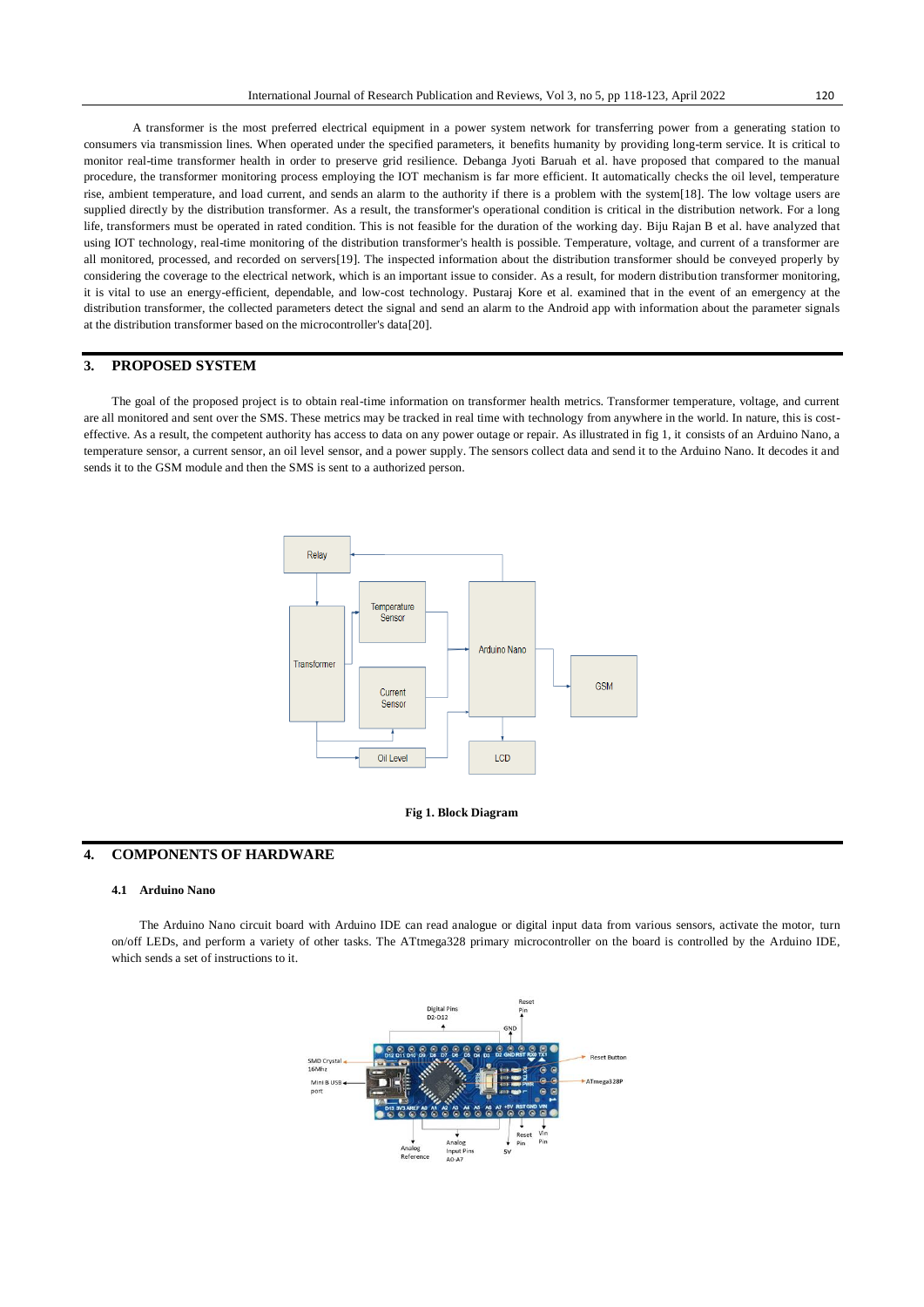A transformer is the most preferred electrical equipment in a power system network for transferring power from a generating station to consumers via transmission lines. When operated under the specified parameters, it benefits humanity by providing long-term service. It is critical to monitor real-time transformer health in order to preserve grid resilience. Debanga Jyoti Baruah et al. have proposed that compared to the manual procedure, the transformer monitoring process employing the IOT mechanism is far more efficient. It automatically checks the oil level, temperature rise, ambient temperature, and load current, and sends an alarm to the authority if there is a problem with the system[18]. The low voltage users are supplied directly by the distribution transformer. As a result, the transformer's operational condition is critical in the distribution network. For a long life, transformers must be operated in rated condition. This is not feasible for the duration of the working day. Biju Rajan B et al. have analyzed that using IOT technology, real-time monitoring of the distribution transformer's health is possible. Temperature, voltage, and current of a transformer are all monitored, processed, and recorded on servers[19]. The inspected information about the distribution transformer should be conveyed properly by considering the coverage to the electrical network, which is an important issue to consider. As a result, for modern distribution transformer monitoring, it is vital to use an energy-efficient, dependable, and low-cost technology. Pustaraj Kore et al. examined that in the event of an emergency at the distribution transformer, the collected parameters detect the signal and send an alarm to the Android app with information about the parameter signals at the distribution transformer based on the microcontroller's data[20].

## 3. PROPOSED SYSTEM

The goal of the proposed project is to obtain real-time information on transformer health metrics. Transformer temperature, voltage, and current are all monitored and sent over the SMS. These metrics may be tracked in real time with technology from anywhere in the world. In nature, this is cost-effective. As a result, the competent authority has access to data on any power outage or repair. As illustrated in fig 1, it consists of an Arduino Nano, a temperature sensor, a current sensor, an oil level sensor, and a power supply. The sensors collect data and send it to the Arduino Nano. It decodes it and sends it to the GSM module and then the SMS is sent to a authorized person.

Relay

Temperature Sensor

Transformer

Current Sensor

Oil Level

Arduino Nano

GSM

LCD

**Fig 1. Block Diagram**

## 4. COMPONENTS OF HARDWARE

### 4.1 Arduino Nano

The Arduino Nano circuit board with Arduino IDE can read analogue or digital input data from various sensors, activate the motor, turn on/off LEDs, and perform a variety of other tasks. The ATtmega328 primary microcontroller on the board is controlled by the Arduino IDE, which sends a set of instructions to it.

Digital Pins D2-D12

Reset Pin

GND

SMD Crystal 16Mhz

Reset Button

Mini B USB port

ATmega328P

Analog Reference

Analog Input Pins A0-A7

Reset Pin

Vin Pin

5V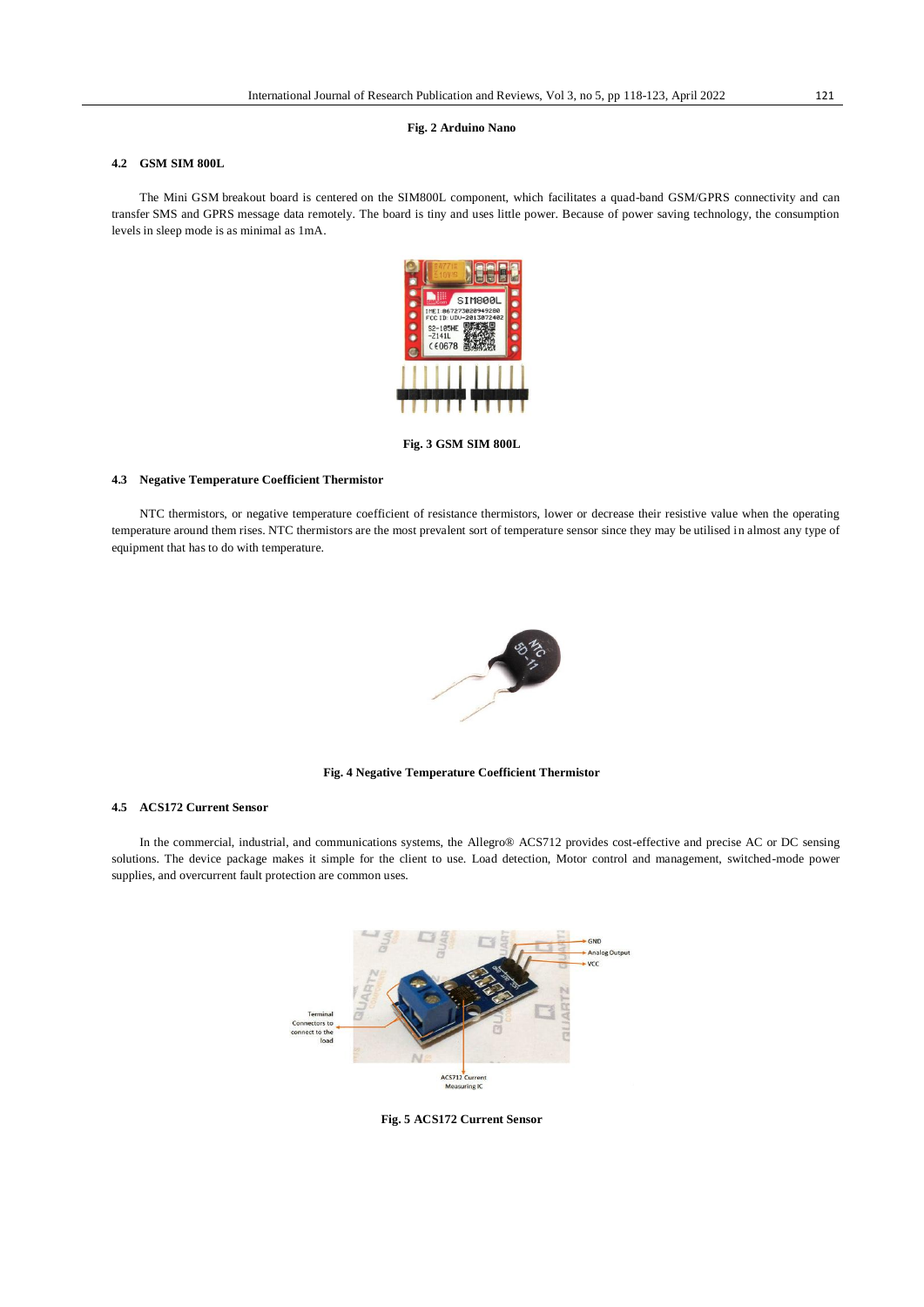**Fig. 2 Arduino Nano**

### 4.2 GSM SIM 800L

The Mini GSM breakout board is centered on the SIM800L component, which facilitates a quad-band GSM/GPRS connectivity and can transfer SMS and GPRS message data remotely. The board is tiny and uses little power. Because of power saving technology, the consumption levels in sleep mode is as minimal as 1mA.

**Fig. 3 GSM SIM 800L**

### 4.3 Negative Temperature Coefficient Thermistor

NTC thermistors, or negative temperature coefficient of resistance thermistors, lower or decrease their resistive value when the operating temperature around them rises. NTC thermistors are the most prevalent sort of temperature sensor since they may be utilised in almost any type of equipment that has to do with temperature.

**Fig. 4 Negative Temperature Coefficient Thermistor**

### 4.5 ACS172 Current Sensor

In the commercial, industrial, and communications systems, the Allegro® ACS712 provides cost-effective and precise AC or DC sensing solutions. The device package makes it simple for the client to use. Load detection, Motor control and management, switched-mode power supplies, and overcurrent fault protection are common uses.

GND
Analog Output
VCC
Terminal Connectors to connect to the load
ACS712 Current Measuring IC

**Fig. 5 ACS172 Current Sensor**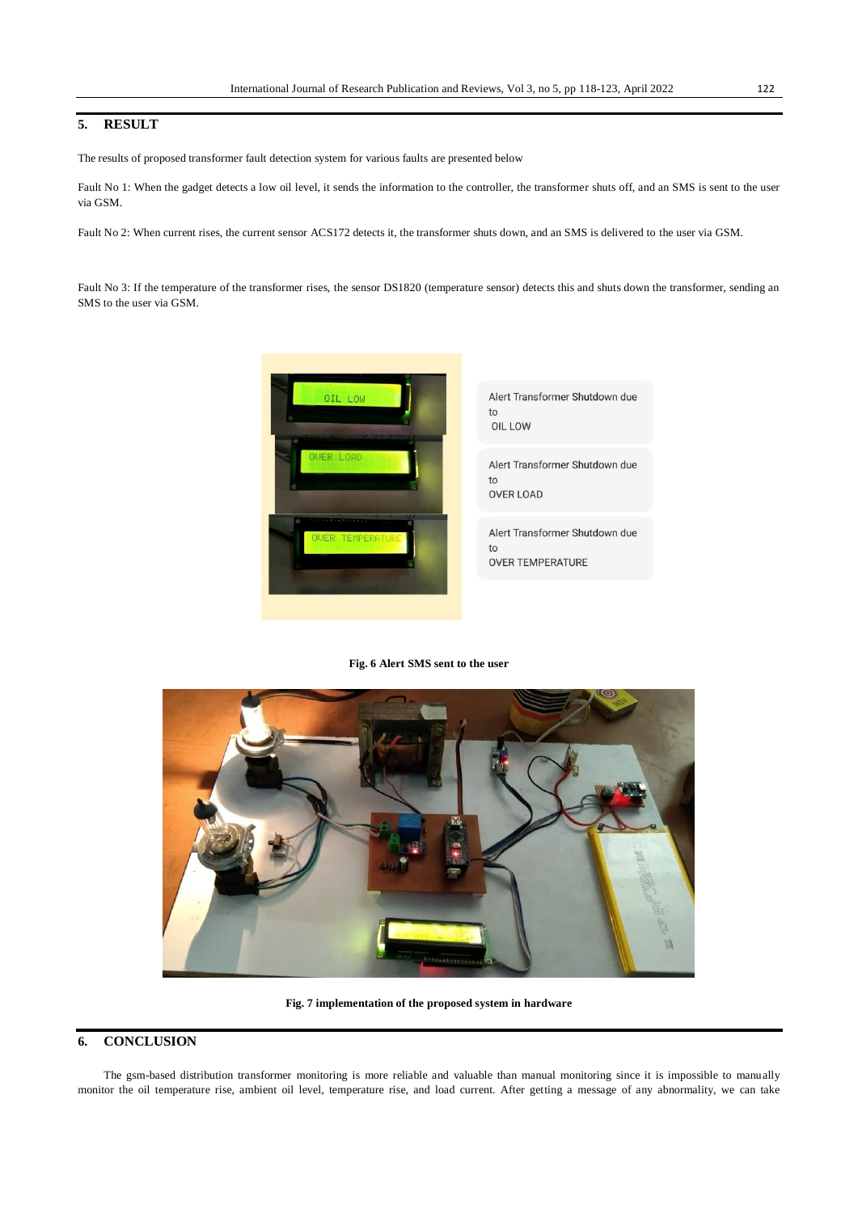## 5. RESULT

The results of proposed transformer fault detection system for various faults are presented below

Fault No 1: When the gadget detects a low oil level, it sends the information to the controller, the transformer shuts off, and an SMS is sent to the user via GSM.

Fault No 2: When current rises, the current sensor ACS172 detects it, the transformer shuts down, and an SMS is delivered to the user via GSM.

Fault No 3: If the temperature of the transformer rises, the sensor DS1820 (temperature sensor) detects this and shuts down the transformer, sending an SMS to the user via GSM.

**Fig. 6 Alert SMS sent to the user**

**Fig. 7 implementation of the proposed system in hardware**

## 6. CONCLUSION

The gsm-based distribution transformer monitoring is more reliable and valuable than manual monitoring since it is impossible to manually monitor the oil temperature rise, ambient oil level, temperature rise, and load current. After getting a message of any abnormality, we can take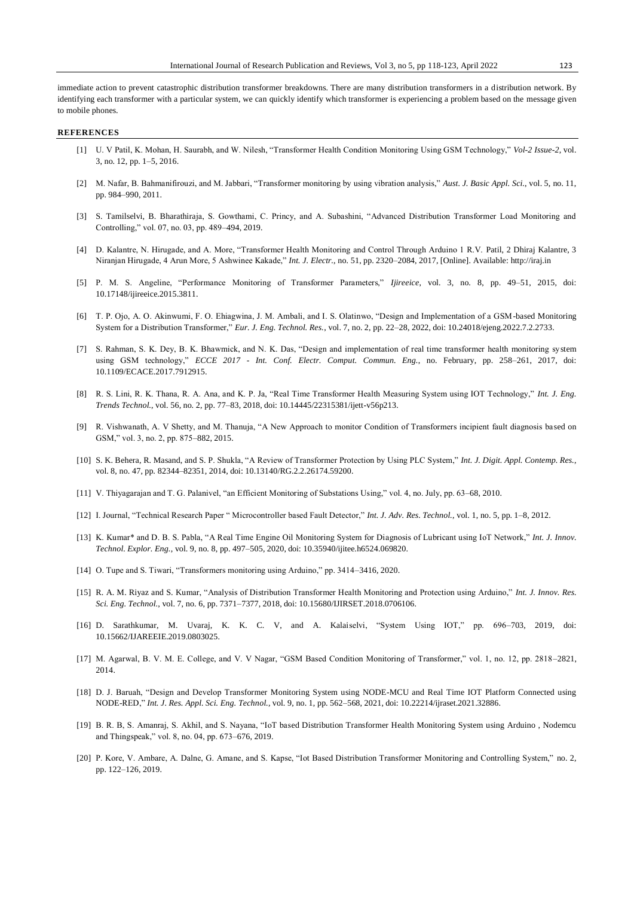immediate action to prevent catastrophic distribution transformer breakdowns. There are many distribution transformers in a distribution network. By identifying each transformer with a particular system, we can quickly identify which transformer is experiencing a problem based on the message given to mobile phones.

## REFERENCES

[1] U. V Patil, K. Mohan, H. Saurabh, and W. Nilesh, "Transformer Health Condition Monitoring Using GSM Technology," *Vol-2 Issue-2*, vol. 3, no. 12, pp. 1–5, 2016.

[2] M. Nafar, B. Bahmanifirouzi, and M. Jabbari, "Transformer monitoring by using vibration analysis," *Aust. J. Basic Appl. Sci.*, vol. 5, no. 11, pp. 984–990, 2011.

[3] S. Tamilselvi, B. Bharathiraja, S. Gowthami, C. Princy, and A. Subashini, "Advanced Distribution Transformer Load Monitoring and Controlling," vol. 07, no. 03, pp. 489–494, 2019.

[4] D. Kalantre, N. Hirugade, and A. More, "Transformer Health Monitoring and Control Through Arduino 1 R.V. Patil, 2 Dhiraj Kalantre, 3 Niranjan Hirugade, 4 Arun More, 5 Ashwinee Kakade," *Int. J. Electr.*, no. 51, pp. 2320–2084, 2017, [Online]. Available: http://iraj.in

[5] P. M. S. Angeline, "Performance Monitoring of Transformer Parameters," *Ijireeice*, vol. 3, no. 8, pp. 49–51, 2015, doi: 10.17148/ijireeice.2015.3811.

[6] T. P. Ojo, A. O. Akinwumi, F. O. Ehiagwina, J. M. Ambali, and I. S. Olatinwo, "Design and Implementation of a GSM-based Monitoring System for a Distribution Transformer," *Eur. J. Eng. Technol. Res.*, vol. 7, no. 2, pp. 22–28, 2022, doi: 10.24018/ejeng.2022.7.2.2733.

[7] S. Rahman, S. K. Dey, B. K. Bhawmick, and N. K. Das, "Design and implementation of real time transformer health monitoring system using GSM technology," *ECCE 2017 - Int. Conf. Electr. Comput. Commun. Eng.*, no. February, pp. 258–261, 2017, doi: 10.1109/ECACE.2017.7912915.

[8] R. S. Lini, R. K. Thana, R. A. Ana, and K. P. Ja, "Real Time Transformer Health Measuring System using IOT Technology," *Int. J. Eng. Trends Technol.*, vol. 56, no. 2, pp. 77–83, 2018, doi: 10.14445/22315381/ijett-v56p213.

[9] R. Vishwanath, A. V Shetty, and M. Thanuja, "A New Approach to monitor Condition of Transformers incipient fault diagnosis based on GSM," vol. 3, no. 2, pp. 875–882, 2015.

[10] S. K. Behera, R. Masand, and S. P. Shukla, "A Review of Transformer Protection by Using PLC System," *Int. J. Digit. Appl. Contemp. Res.*, vol. 8, no. 47, pp. 82344–82351, 2014, doi: 10.13140/RG.2.2.26174.59200.

[11] V. Thiyagarajan and T. G. Palanivel, "an Efficient Monitoring of Substations Using," vol. 4, no. July, pp. 63–68, 2010.

[12] I. Journal, "Technical Research Paper " Microcontroller based Fault Detector," *Int. J. Adv. Res. Technol.*, vol. 1, no. 5, pp. 1–8, 2012.

[13] K. Kumar* and D. B. S. Pabla, "A Real Time Engine Oil Monitoring System for Diagnosis of Lubricant using IoT Network," *Int. J. Innov. Technol. Explor. Eng.*, vol. 9, no. 8, pp. 497–505, 2020, doi: 10.35940/ijitee.h6524.069820.

[14] O. Tupe and S. Tiwari, "Transformers monitoring using Arduino," pp. 3414–3416, 2020.

[15] R. A. M. Riyaz and S. Kumar, "Analysis of Distribution Transformer Health Monitoring and Protection using Arduino," *Int. J. Innov. Res. Sci. Eng. Technol.*, vol. 7, no. 6, pp. 7371–7377, 2018, doi: 10.15680/IJIRSET.2018.0706106.

[16] D. Sarathkumar, M. Uvaraj, K. K. C. V, and A. Kalaiselvi, "System Using IOT," pp. 696–703, 2019, doi: 10.15662/IJAREEIE.2019.0803025.

[17] M. Agarwal, B. V. M. E. College, and V. V Nagar, "GSM Based Condition Monitoring of Transformer," vol. 1, no. 12, pp. 2818–2821, 2014.

[18] D. J. Baruah, "Design and Develop Transformer Monitoring System using NODE-MCU and Real Time IOT Platform Connected using NODE-RED," *Int. J. Res. Appl. Sci. Eng. Technol.*, vol. 9, no. 1, pp. 562–568, 2021, doi: 10.22214/ijraset.2021.32886.

[19] B. R. B, S. Amanraj, S. Akhil, and S. Nayana, "IoT based Distribution Transformer Health Monitoring System using Arduino , Nodemcu and Thingspeak," vol. 8, no. 04, pp. 673–676, 2019.

[20] P. Kore, V. Ambare, A. Dalne, G. Amane, and S. Kapse, "Iot Based Distribution Transformer Monitoring and Controlling System," no. 2, pp. 122–126, 2019.